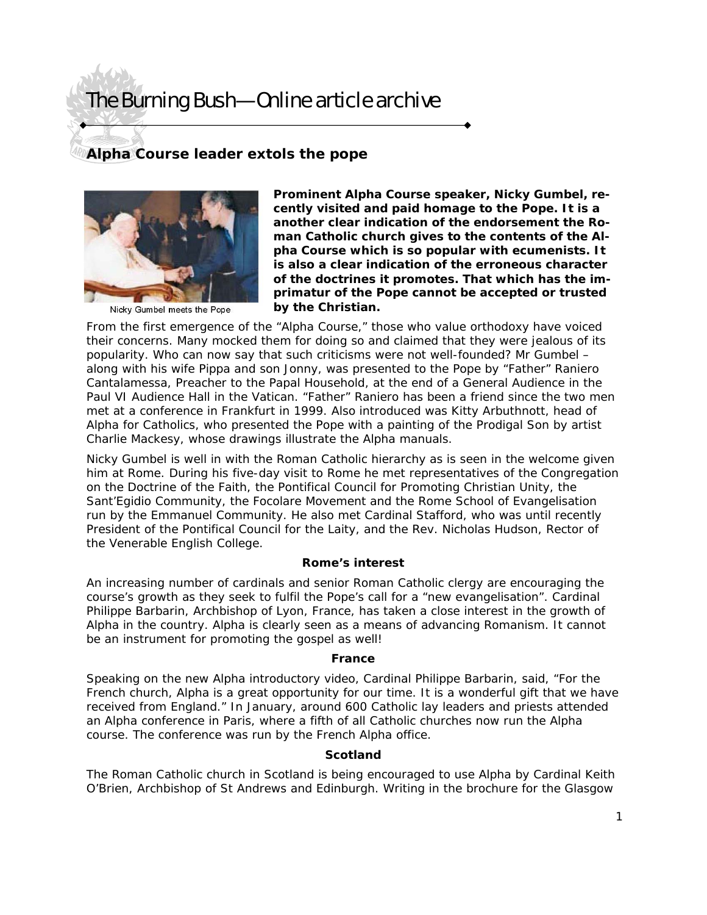# The Burning Bush—Online article archive

## Alpha Course leader extols the pope

Nicky Gumbel meets the Pope

**Prominent Alpha Course speaker, Nicky Gumbel, recently visited and paid homage to the Pope. It is a another clear indication of the endorsement the Roman Catholic church gives to the contents of the Alpha Course which is so popular with ecumenists. It is also a clear indication of the erroneous character of the doctrines it promotes. That which has the imprimatur of the Pope cannot be accepted or trusted by the Christian.**

From the first emergence of the "Alpha Course," those who value orthodoxy have voiced their concerns. Many mocked them for doing so and claimed that they were jealous of its popularity. Who can now say that such criticisms were not well-founded? Mr Gumbel – along with his wife Pippa and son Jonny, was presented to the Pope by "Father" Raniero Cantalamessa, Preacher to the Papal Household, at the end of a General Audience in the Paul VI Audience Hall in the Vatican. "Father" Raniero has been a friend since the two men met at a conference in Frankfurt in 1999. Also introduced was Kitty Arbuthnott, head of Alpha for Catholics, who presented the Pope with a painting of the Prodigal Son by artist Charlie Mackesy, whose drawings illustrate the Alpha manuals.

Nicky Gumbel is well in with the Roman Catholic hierarchy as is seen in the welcome given him at Rome. During his five-day visit to Rome he met representatives of the Congregation on the Doctrine of the Faith, the Pontifical Council for Promoting Christian Unity, the Sant'Egidio Community, the Focolare Movement and the Rome School of Evangelisation run by the Emmanuel Community. He also met Cardinal Stafford, who was until recently President of the Pontifical Council for the Laity, and the Rev. Nicholas Hudson, Rector of the Venerable English College.

### Rome's interest

An increasing number of cardinals and senior Roman Catholic clergy are encouraging the course's growth as they seek to fulfil the Pope's call for a "new evangelisation". Cardinal Philippe Barbarin, Archbishop of Lyon, France, has taken a close interest in the growth of Alpha in the country. Alpha is clearly seen as a means of advancing Romanism. It cannot be an instrument for promoting the gospel as well!

### France

Speaking on the new Alpha introductory video, Cardinal Philippe Barbarin, said, "For the French church, Alpha is a great opportunity for our time. It is a wonderful gift that we have received from England." In January, around 600 Catholic lay leaders and priests attended an Alpha conference in Paris, where a fifth of all Catholic churches now run the Alpha course. The conference was run by the French Alpha office.

### Scotland

The Roman Catholic church in Scotland is being encouraged to use Alpha by Cardinal Keith O'Brien, Archbishop of St Andrews and Edinburgh. Writing in the brochure for the Glasgow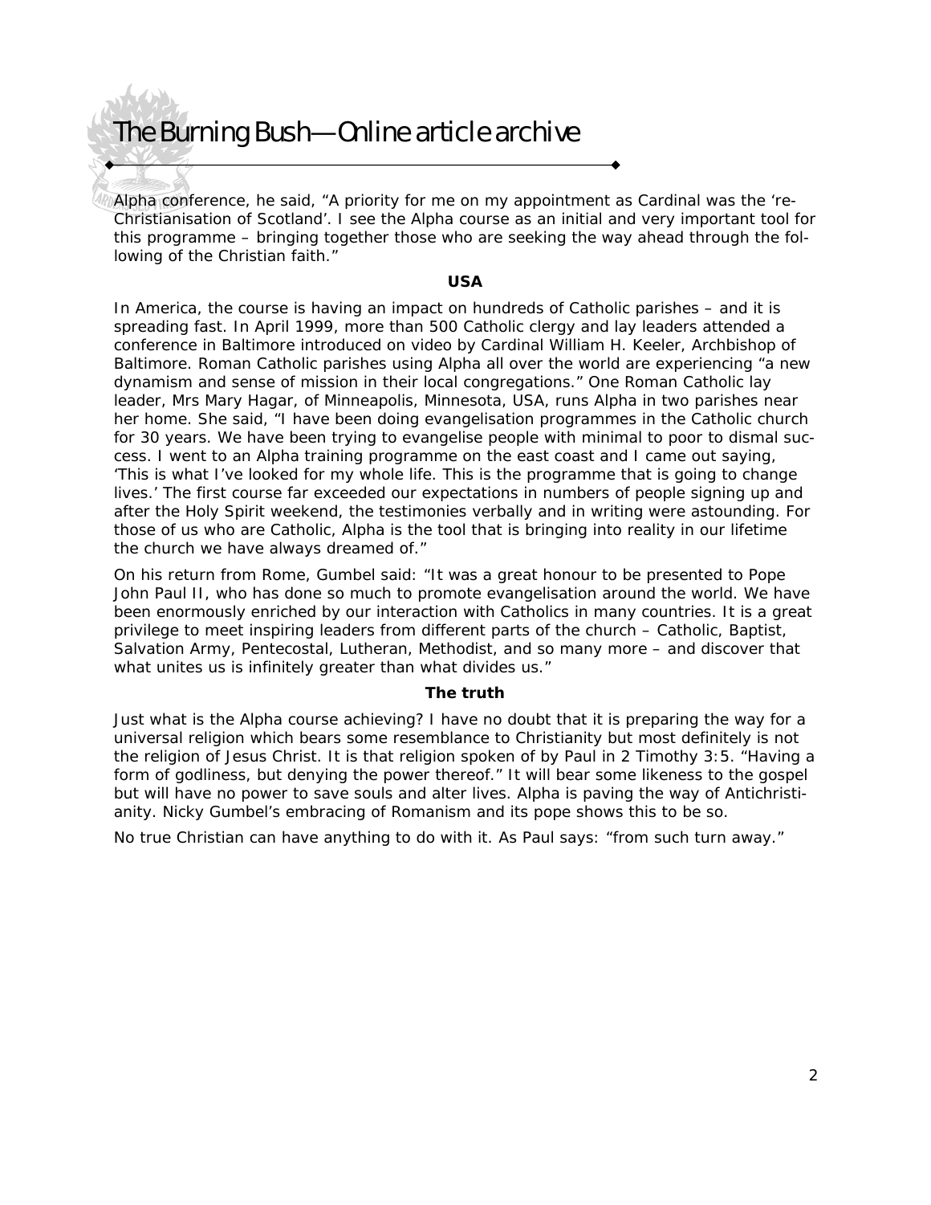Alpha conference, he said, “A priority for me on my appointment as Cardinal was the ‘re-Christianisation of Scotland’. I see the Alpha course as an initial and very important tool for this programme – bringing together those who are seeking the way ahead through the following of the Christian faith.”

### USA

In America, the course is having an impact on hundreds of Catholic parishes – and it is spreading fast. In April 1999, more than 500 Catholic clergy and lay leaders attended a conference in Baltimore introduced on video by Cardinal William H. Keeler, Archbishop of Baltimore. Roman Catholic parishes using Alpha all over the world are experiencing “a new dynamism and sense of mission in their local congregations.” One Roman Catholic lay leader, Mrs Mary Hagar, of Minneapolis, Minnesota, USA, runs Alpha in two parishes near her home. She said, “I have been doing evangelisation programmes in the Catholic church for 30 years. We have been trying to evangelise people with minimal to poor to dismal success. I went to an Alpha training programme on the east coast and I came out saying, ‘This is what I’ve looked for my whole life. This is the programme that is going to change lives.’ The first course far exceeded our expectations in numbers of people signing up and after the Holy Spirit weekend, the testimonies verbally and in writing were astounding. For those of us who are Catholic, Alpha is the tool that is bringing into reality in our lifetime the church we have always dreamed of.”

On his return from Rome, Gumbel said: “It was a great honour to be presented to Pope John Paul II, who has done so much to promote evangelisation around the world. We have been enormously enriched by our interaction with Catholics in many countries. It is a great privilege to meet inspiring leaders from different parts of the church – Catholic, Baptist, Salvation Army, Pentecostal, Lutheran, Methodist, and so many more – and discover that what unites us is infinitely greater than what divides us.”

### The truth

Just what is the Alpha course achieving? I have no doubt that it is preparing the way for a universal religion which bears some resemblance to Christianity but most definitely is not the religion of Jesus Christ. It is that religion spoken of by Paul in 2 Timothy 3:5. “Having a form of godliness, but denying the power thereof.” It will bear some likeness to the gospel but will have no power to save souls and alter lives. Alpha is paving the way of Antichristianity. Nicky Gumbel’s embracing of Romanism and its pope shows this to be so.

No true Christian can have anything to do with it. As Paul says: “from such turn away.”